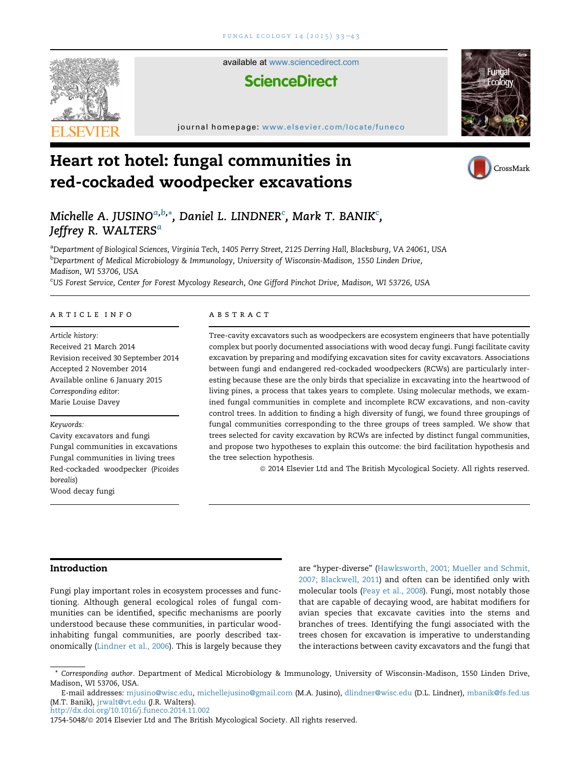available at www.sciencedirect.com

ScienceDirect

journal homepage: www.elsevier.com/locate/funeco

# Heart rot hotel: fungal communities in red-cockaded woodpecker excavations

Michelle A. JUSINO[a,b,*], Daniel L. LINDNER[c], Mark T. BANIK[c], Jeffrey R. WALTERS[a]

[a]Department of Biological Sciences, Virginia Tech, 1405 Perry Street, 2125 Derring Hall, Blacksburg, VA 24061, USA
[b]Department of Medical Microbiology & Immunology, University of Wisconsin-Madison, 1550 Linden Drive, Madison, WI 53706, USA
[c]US Forest Service, Center for Forest Mycology Research, One Gifford Pinchot Drive, Madison, WI 53726, USA

## ARTICLE INFO

*Article history:*
Received 21 March 2014
Revision received 30 September 2014
Accepted 2 November 2014
Available online 6 January 2015
*Corresponding editor:*
Marie Louise Davey

*Keywords:*
Cavity excavators and fungi
Fungal communities in excavations
Fungal communities in living trees
Red-cockaded woodpecker (*Picoides borealis*)
Wood decay fungi

## ABSTRACT

Tree-cavity excavators such as woodpeckers are ecosystem engineers that have potentially complex but poorly documented associations with wood decay fungi. Fungi facilitate cavity excavation by preparing and modifying excavation sites for cavity excavators. Associations between fungi and endangered red-cockaded woodpeckers (RCWs) are particularly interesting because these are the only birds that specialize in excavating into the heartwood of living pines, a process that takes years to complete. Using molecular methods, we examined fungal communities in complete and incomplete RCW excavations, and non-cavity control trees. In addition to finding a high diversity of fungi, we found three groupings of fungal communities corresponding to the three groups of trees sampled. We show that trees selected for cavity excavation by RCWs are infected by distinct fungal communities, and propose two hypotheses to explain this outcome: the bird facilitation hypothesis and the tree selection hypothesis.

© 2014 Elsevier Ltd and The British Mycological Society. All rights reserved.

## Introduction

Fungi play important roles in ecosystem processes and functioning. Although general ecological roles of fungal communities can be identified, specific mechanisms are poorly understood because these communities, in particular wood-inhabiting fungal communities, are poorly described taxonomically (Lindner et al., 2006). This is largely because they are "hyper-diverse" (Hawksworth, 2001; Mueller and Schmit, 2007; Blackwell, 2011) and often can be identified only with molecular tools (Peay et al., 2008). Fungi, most notably those that are capable of decaying wood, are habitat modifiers for avian species that excavate cavities into the stems and branches of trees. Identifying the fungi associated with the trees chosen for excavation is imperative to understanding the interactions between cavity excavators and the fungi that

\* *Corresponding author.* Department of Medical Microbiology & Immunology, University of Wisconsin-Madison, 1550 Linden Drive, Madison, WI 53706, USA.

E-mail addresses: mjusino@wisc.edu, michellejusino@gmail.com (M.A. Jusino), dlindner@wisc.edu (D.L. Lindner), mbanik@fs.fed.us (M.T. Banik), jrwalt@vt.edu (J.R. Walters).
http://dx.doi.org/10.1016/j.funeco.2014.11.002
1754-5048/© 2014 Elsevier Ltd and The British Mycological Society. All rights reserved.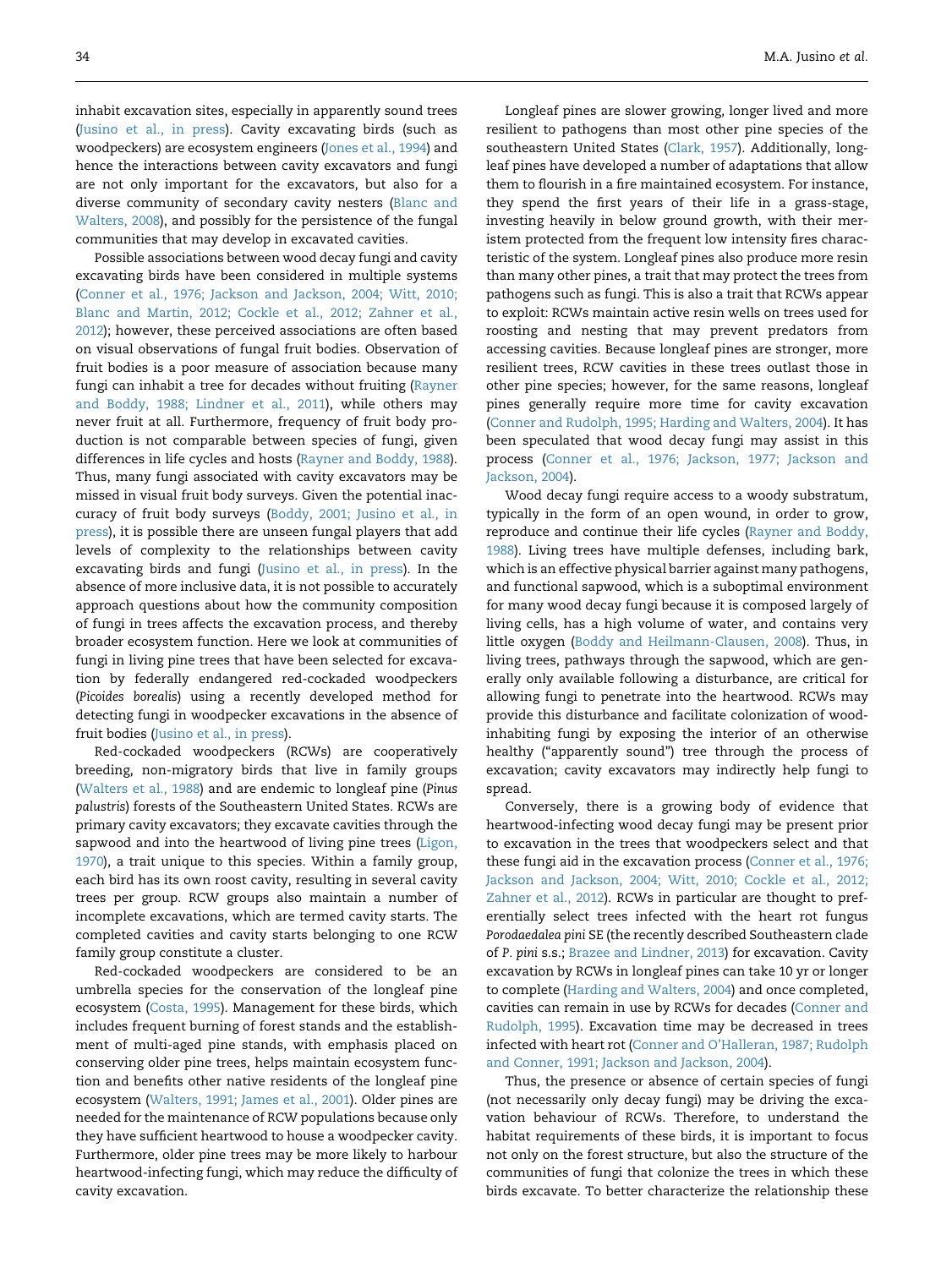inhabit excavation sites, especially in apparently sound trees (Jusino et al., in press). Cavity excavating birds (such as woodpeckers) are ecosystem engineers (Jones et al., 1994) and hence the interactions between cavity excavators and fungi are not only important for the excavators, but also for a diverse community of secondary cavity nesters (Blanc and Walters, 2008), and possibly for the persistence of the fungal communities that may develop in excavated cavities.

Possible associations between wood decay fungi and cavity excavating birds have been considered in multiple systems (Conner et al., 1976; Jackson and Jackson, 2004; Witt, 2010; Blanc and Martin, 2012; Cockle et al., 2012; Zahner et al., 2012); however, these perceived associations are often based on visual observations of fungal fruit bodies. Observation of fruit bodies is a poor measure of association because many fungi can inhabit a tree for decades without fruiting (Rayner and Boddy, 1988; Lindner et al., 2011), while others may never fruit at all. Furthermore, frequency of fruit body production is not comparable between species of fungi, given differences in life cycles and hosts (Rayner and Boddy, 1988). Thus, many fungi associated with cavity excavators may be missed in visual fruit body surveys. Given the potential inaccuracy of fruit body surveys (Boddy, 2001; Jusino et al., in press), it is possible there are unseen fungal players that add levels of complexity to the relationships between cavity excavating birds and fungi (Jusino et al., in press). In the absence of more inclusive data, it is not possible to accurately approach questions about how the community composition of fungi in trees affects the excavation process, and thereby broader ecosystem function. Here we look at communities of fungi in living pine trees that have been selected for excavation by federally endangered red-cockaded woodpeckers (*Picoides borealis*) using a recently developed method for detecting fungi in woodpecker excavations in the absence of fruit bodies (Jusino et al., in press).

Red-cockaded woodpeckers (RCWs) are cooperatively breeding, non-migratory birds that live in family groups (Walters et al., 1988) and are endemic to longleaf pine (*Pinus palustris*) forests of the Southeastern United States. RCWs are primary cavity excavators; they excavate cavities through the sapwood and into the heartwood of living pine trees (Ligon, 1970), a trait unique to this species. Within a family group, each bird has its own roost cavity, resulting in several cavity trees per group. RCW groups also maintain a number of incomplete excavations, which are termed cavity starts. The completed cavities and cavity starts belonging to one RCW family group constitute a cluster.

Red-cockaded woodpeckers are considered to be an umbrella species for the conservation of the longleaf pine ecosystem (Costa, 1995). Management for these birds, which includes frequent burning of forest stands and the establishment of multi-aged pine stands, with emphasis placed on conserving older pine trees, helps maintain ecosystem function and benefits other native residents of the longleaf pine ecosystem (Walters, 1991; James et al., 2001). Older pines are needed for the maintenance of RCW populations because only they have sufficient heartwood to house a woodpecker cavity. Furthermore, older pine trees may be more likely to harbour heartwood-infecting fungi, which may reduce the difficulty of cavity excavation.

Longleaf pines are slower growing, longer lived and more resilient to pathogens than most other pine species of the southeastern United States (Clark, 1957). Additionally, longleaf pines have developed a number of adaptations that allow them to flourish in a fire maintained ecosystem. For instance, they spend the first years of their life in a grass-stage, investing heavily in below ground growth, with their meristem protected from the frequent low intensity fires characteristic of the system. Longleaf pines also produce more resin than many other pines, a trait that may protect the trees from pathogens such as fungi. This is also a trait that RCWs appear to exploit: RCWs maintain active resin wells on trees used for roosting and nesting that may prevent predators from accessing cavities. Because longleaf pines are stronger, more resilient trees, RCW cavities in these trees outlast those in other pine species; however, for the same reasons, longleaf pines generally require more time for cavity excavation (Conner and Rudolph, 1995; Harding and Walters, 2004). It has been speculated that wood decay fungi may assist in this process (Conner et al., 1976; Jackson, 1977; Jackson and Jackson, 2004).

Wood decay fungi require access to a woody substratum, typically in the form of an open wound, in order to grow, reproduce and continue their life cycles (Rayner and Boddy, 1988). Living trees have multiple defenses, including bark, which is an effective physical barrier against many pathogens, and functional sapwood, which is a suboptimal environment for many wood decay fungi because it is composed largely of living cells, has a high volume of water, and contains very little oxygen (Boddy and Heilmann-Clausen, 2008). Thus, in living trees, pathways through the sapwood, which are generally only available following a disturbance, are critical for allowing fungi to penetrate into the heartwood. RCWs may provide this disturbance and facilitate colonization of wood-inhabiting fungi by exposing the interior of an otherwise healthy ("apparently sound") tree through the process of excavation; cavity excavators may indirectly help fungi to spread.

Conversely, there is a growing body of evidence that heartwood-infecting wood decay fungi may be present prior to excavation in the trees that woodpeckers select and that these fungi aid in the excavation process (Conner et al., 1976; Jackson and Jackson, 2004; Witt, 2010; Cockle et al., 2012; Zahner et al., 2012). RCWs in particular are thought to preferentially select trees infected with the heart rot fungus *Porodaedalea pini* SE (the recently described Southeastern clade of *P. pini* s.s.; Brazee and Lindner, 2013) for excavation. Cavity excavation by RCWs in longleaf pines can take 10 yr or longer to complete (Harding and Walters, 2004) and once completed, cavities can remain in use by RCWs for decades (Conner and Rudolph, 1995). Excavation time may be decreased in trees infected with heart rot (Conner and O'Halleran, 1987; Rudolph and Conner, 1991; Jackson and Jackson, 2004).

Thus, the presence or absence of certain species of fungi (not necessarily only decay fungi) may be driving the excavation behaviour of RCWs. Therefore, to understand the habitat requirements of these birds, it is important to focus not only on the forest structure, but also the structure of the communities of fungi that colonize the trees in which these birds excavate. To better characterize the relationship these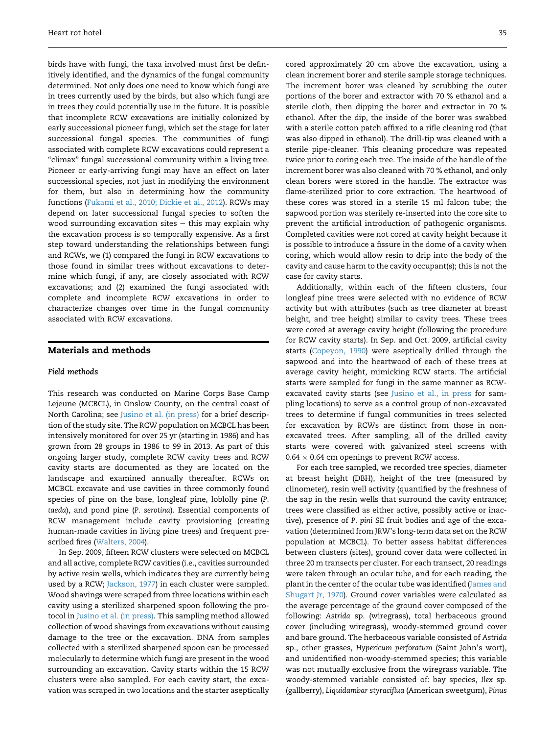birds have with fungi, the taxa involved must first be definitively identified, and the dynamics of the fungal community determined. Not only does one need to know which fungi are in trees currently used by the birds, but also which fungi are in trees they could potentially use in the future. It is possible that incomplete RCW excavations are initially colonized by early successional pioneer fungi, which set the stage for later successional fungal species. The communities of fungi associated with complete RCW excavations could represent a "climax" fungal successional community within a living tree. Pioneer or early-arriving fungi may have an effect on later successional species, not just in modifying the environment for them, but also in determining how the community functions (Fukami et al., 2010; Dickie et al., 2012). RCWs may depend on later successional fungal species to soften the wood surrounding excavation sites – this may explain why the excavation process is so temporally expensive. As a first step toward understanding the relationships between fungi and RCWs, we (1) compared the fungi in RCW excavations to those found in similar trees without excavations to determine which fungi, if any, are closely associated with RCW excavations; and (2) examined the fungi associated with complete and incomplete RCW excavations in order to characterize changes over time in the fungal community associated with RCW excavations.

## Materials and methods

### Field methods

This research was conducted on Marine Corps Base Camp Lejeune (MCBCL), in Onslow County, on the central coast of North Carolina; see Jusino et al. (in press) for a brief description of the study site. The RCW population on MCBCL has been intensively monitored for over 25 yr (starting in 1986) and has grown from 28 groups in 1986 to 99 in 2013. As part of this ongoing larger study, complete RCW cavity trees and RCW cavity starts are documented as they are located on the landscape and examined annually thereafter. RCWs on MCBCL excavate and use cavities in three commonly found species of pine on the base, longleaf pine, loblolly pine (*P. taeda*), and pond pine (*P. serotina*). Essential components of RCW management include cavity provisioning (creating human-made cavities in living pine trees) and frequent prescribed fires (Walters, 2004).

In Sep. 2009, fifteen RCW clusters were selected on MCBCL and all active, complete RCW cavities (i.e., cavities surrounded by active resin wells, which indicates they are currently being used by a RCW; Jackson, 1977) in each cluster were sampled. Wood shavings were scraped from three locations within each cavity using a sterilized sharpened spoon following the protocol in Jusino et al. (in press). This sampling method allowed collection of wood shavings from excavations without causing damage to the tree or the excavation. DNA from samples collected with a sterilized sharpened spoon can be processed molecularly to determine which fungi are present in the wood surrounding an excavation. Cavity starts within the 15 RCW clusters were also sampled. For each cavity start, the excavation was scraped in two locations and the starter aseptically cored approximately 20 cm above the excavation, using a clean increment borer and sterile sample storage techniques. The increment borer was cleaned by scrubbing the outer portions of the borer and extractor with 70 % ethanol and a sterile cloth, then dipping the borer and extractor in 70 % ethanol. After the dip, the inside of the borer was swabbed with a sterile cotton patch affixed to a rifle cleaning rod (that was also dipped in ethanol). The drill-tip was cleaned with a sterile pipe-cleaner. This cleaning procedure was repeated twice prior to coring each tree. The inside of the handle of the increment borer was also cleaned with 70 % ethanol, and only clean borers were stored in the handle. The extractor was flame-sterilized prior to core extraction. The heartwood of these cores was stored in a sterile 15 ml falcon tube; the sapwood portion was sterilely re-inserted into the core site to prevent the artificial introduction of pathogenic organisms. Completed cavities were not cored at cavity height because it is possible to introduce a fissure in the dome of a cavity when coring, which would allow resin to drip into the body of the cavity and cause harm to the cavity occupant(s); this is not the case for cavity starts.

Additionally, within each of the fifteen clusters, four longleaf pine trees were selected with no evidence of RCW activity but with attributes (such as tree diameter at breast height, and tree height) similar to cavity trees. These trees were cored at average cavity height (following the procedure for RCW cavity starts). In Sep. and Oct. 2009, artificial cavity starts (Copeyon, 1990) were aseptically drilled through the sapwood and into the heartwood of each of these trees at average cavity height, mimicking RCW starts. The artificial starts were sampled for fungi in the same manner as RCW-excavated cavity starts (see Jusino et al., in press for sampling locations) to serve as a control group of non-excavated trees to determine if fungal communities in trees selected for excavation by RCWs are distinct from those in non-excavated trees. After sampling, all of the drilled cavity starts were covered with galvanized steel screens with $0.64 \times 0.64$ cm openings to prevent RCW access.

For each tree sampled, we recorded tree species, diameter at breast height (DBH), height of the tree (measured by clinometer), resin well activity (quantified by the freshness of the sap in the resin wells that surround the cavity entrance; trees were classified as either active, possibly active or inactive), presence of *P. pini* SE fruit bodies and age of the excavation (determined from JRW's long-term data set on the RCW population at MCBCL). To better assess habitat differences between clusters (sites), ground cover data were collected in three 20 m transects per cluster. For each transect, 20 readings were taken through an ocular tube, and for each reading, the plant in the center of the ocular tube was identified (James and Shugart Jr, 1970). Ground cover variables were calculated as the average percentage of the ground cover composed of the following: *Astrida* sp. (wiregrass), total herbaceous ground cover (including wiregrass), woody-stemmed ground cover and bare ground. The herbaceous variable consisted of *Astrida* sp., other grasses, *Hypericum perforatum* (Saint John's wort), and unidentified non-woody-stemmed species; this variable was not mutually exclusive from the wiregrass variable. The woody-stemmed variable consisted of: bay species, *Ilex* sp. (gallberry), *Liquidambar styraciflua* (American sweetgum), *Pinus*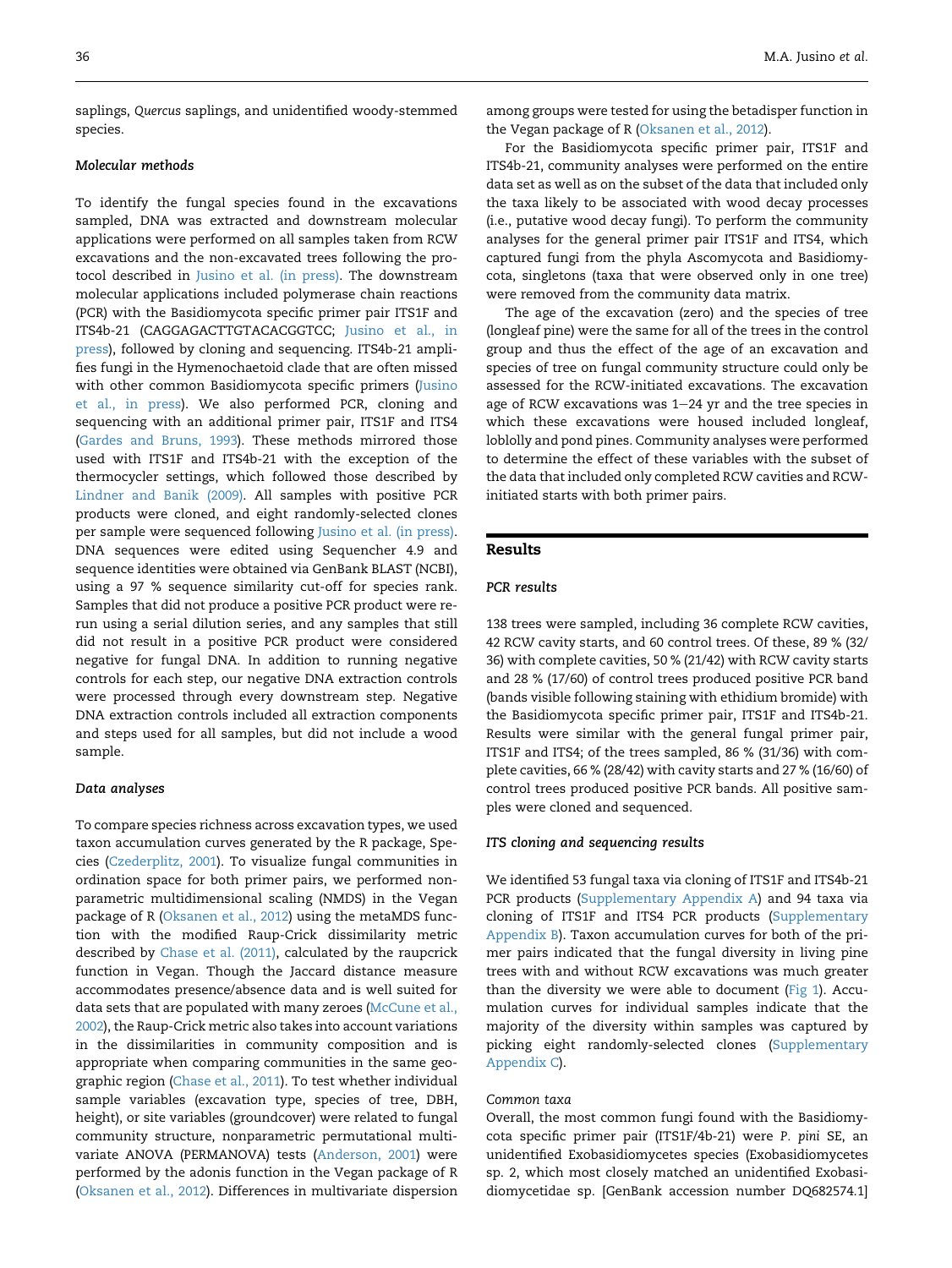saplings, *Quercus* saplings, and unidentified woody-stemmed species.

### Molecular methods

To identify the fungal species found in the excavations sampled, DNA was extracted and downstream molecular applications were performed on all samples taken from RCW excavations and the non-excavated trees following the protocol described in Jusino et al. (in press). The downstream molecular applications included polymerase chain reactions (PCR) with the Basidiomycota specific primer pair ITS1F and ITS4b-21 (CAGGAGACTTGTACACGGTCC; Jusino et al., in press), followed by cloning and sequencing. ITS4b-21 amplifies fungi in the Hymenochaetoid clade that are often missed with other common Basidiomycota specific primers (Jusino et al., in press). We also performed PCR, cloning and sequencing with an additional primer pair, ITS1F and ITS4 (Gardes and Bruns, 1993). These methods mirrored those used with ITS1F and ITS4b-21 with the exception of the thermocycler settings, which followed those described by Lindner and Banik (2009). All samples with positive PCR products were cloned, and eight randomly-selected clones per sample were sequenced following Jusino et al. (in press). DNA sequences were edited using Sequencher 4.9 and sequence identities were obtained via GenBank BLAST (NCBI), using a 97 % sequence similarity cut-off for species rank. Samples that did not produce a positive PCR product were rerun using a serial dilution series, and any samples that still did not result in a positive PCR product were considered negative for fungal DNA. In addition to running negative controls for each step, our negative DNA extraction controls were processed through every downstream step. Negative DNA extraction controls included all extraction components and steps used for all samples, but did not include a wood sample.

### Data analyses

To compare species richness across excavation types, we used taxon accumulation curves generated by the R package, Species (Czederplitz, 2001). To visualize fungal communities in ordination space for both primer pairs, we performed nonparametric multidimensional scaling (NMDS) in the Vegan package of R (Oksanen et al., 2012) using the metaMDS function with the modified Raup-Crick dissimilarity metric described by Chase et al. (2011), calculated by the raupcrick function in Vegan. Though the Jaccard distance measure accommodates presence/absence data and is well suited for data sets that are populated with many zeroes (McCune et al., 2002), the Raup-Crick metric also takes into account variations in the dissimilarities in community composition and is appropriate when comparing communities in the same geographic region (Chase et al., 2011). To test whether individual sample variables (excavation type, species of tree, DBH, height), or site variables (groundcover) were related to fungal community structure, nonparametric permutational multivariate ANOVA (PERMANOVA) tests (Anderson, 2001) were performed by the adonis function in the Vegan package of R (Oksanen et al., 2012). Differences in multivariate dispersion among groups were tested for using the betadisper function in the Vegan package of R (Oksanen et al., 2012).

For the Basidiomycota specific primer pair, ITS1F and ITS4b-21, community analyses were performed on the entire data set as well as on the subset of the data that included only the taxa likely to be associated with wood decay processes (i.e., putative wood decay fungi). To perform the community analyses for the general primer pair ITS1F and ITS4, which captured fungi from the phyla Ascomycota and Basidiomycota, singletons (taxa that were observed only in one tree) were removed from the community data matrix.

The age of the excavation (zero) and the species of tree (longleaf pine) were the same for all of the trees in the control group and thus the effect of the age of an excavation and species of tree on fungal community structure could only be assessed for the RCW-initiated excavations. The excavation age of RCW excavations was 1–24 yr and the tree species in which these excavations were housed included longleaf, loblolly and pond pines. Community analyses were performed to determine the effect of these variables with the subset of the data that included only completed RCW cavities and RCW-initiated starts with both primer pairs.

## Results

### PCR results

138 trees were sampled, including 36 complete RCW cavities, 42 RCW cavity starts, and 60 control trees. Of these, 89 % (32/36) with complete cavities, 50 % (21/42) with RCW cavity starts and 28 % (17/60) of control trees produced positive PCR band (bands visible following staining with ethidium bromide) with the Basidiomycota specific primer pair, ITS1F and ITS4b-21. Results were similar with the general fungal primer pair, ITS1F and ITS4; of the trees sampled, 86 % (31/36) with complete cavities, 66 % (28/42) with cavity starts and 27 % (16/60) of control trees produced positive PCR bands. All positive samples were cloned and sequenced.

### ITS cloning and sequencing results

We identified 53 fungal taxa via cloning of ITS1F and ITS4b-21 PCR products (Supplementary Appendix A) and 94 taxa via cloning of ITS1F and ITS4 PCR products (Supplementary Appendix B). Taxon accumulation curves for both of the primer pairs indicated that the fungal diversity in living pine trees with and without RCW excavations was much greater than the diversity we were able to document (Fig 1). Accumulation curves for individual samples indicate that the majority of the diversity within samples was captured by picking eight randomly-selected clones (Supplementary Appendix C).

#### Common taxa

Overall, the most common fungi found with the Basidiomycota specific primer pair (ITS1F/4b-21) were *P. pini* SE, an unidentified Exobasidiomycetes species (Exobasidiomycetes sp. 2, which most closely matched an unidentified Exobasidiomycetidae sp. [GenBank accession number DQ682574.1]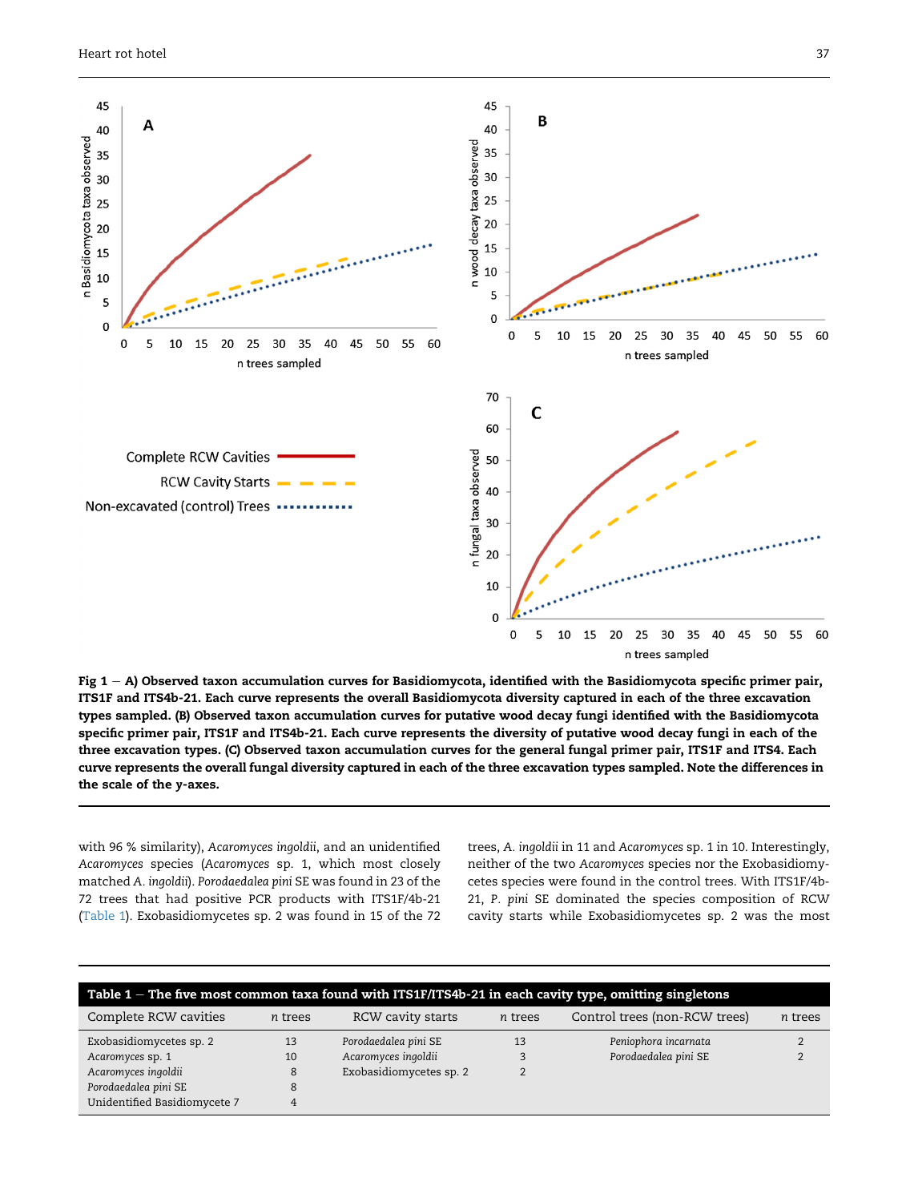**Fig 1 – A) Observed taxon accumulation curves for Basidiomycota, identified with the Basidiomycota specific primer pair, ITS1F and ITS4b-21. Each curve represents the overall Basidiomycota diversity captured in each of the three excavation types sampled. (B) Observed taxon accumulation curves for putative wood decay fungi identified with the Basidiomycota specific primer pair, ITS1F and ITS4b-21. Each curve represents the diversity of putative wood decay fungi in each of the three excavation types. (C) Observed taxon accumulation curves for the general fungal primer pair, ITS1F and ITS4. Each curve represents the overall fungal diversity captured in each of the three excavation types sampled. Note the differences in the scale of the y-axes.**

with 96 % similarity), *Acaromyces ingoldii*, and an unidentified *Acaromyces* species (*Acaromyces* sp. 1, which most closely matched *A. ingoldii*). *Porodaedalea pini* SE was found in 23 of the 72 trees that had positive PCR products with ITS1F/4b-21 (Table 1). Exobasidiomycetes sp. 2 was found in 15 of the 72 trees, *A. ingoldii* in 11 and *Acaromyces* sp. 1 in 10. Interestingly, neither of the two *Acaromyces* species nor the Exobasidiomycetes species were found in the control trees. With ITS1F/4b-21, *P. pini* SE dominated the species composition of RCW cavity starts while Exobasidiomycetes sp. 2 was the most

**Table 1 – The five most common taxa found with ITS1F/ITS4b-21 in each cavity type, omitting singletons**

| Complete RCW cavities | *n* trees | RCW cavity starts | *n* trees | Control trees (non-RCW trees) | *n* trees |
|---|---|---|---|---|---|
| Exobasidiomycetes sp. 2 | 13 | *Porodaedalea pini* SE | 13 | *Peniophora incarnata* | 2 |
| *Acaromyces* sp. 1 | 10 | *Acaromyces ingoldii* | 3 | *Porodaedalea pini* SE | 2 |
| *Acaromyces ingoldii* | 8 | Exobasidiomycetes sp. 2 | 2 | | |
| *Porodaedalea pini* SE | 8 | | | | |
| Unidentified Basidiomycete 7 | 4 | | | | |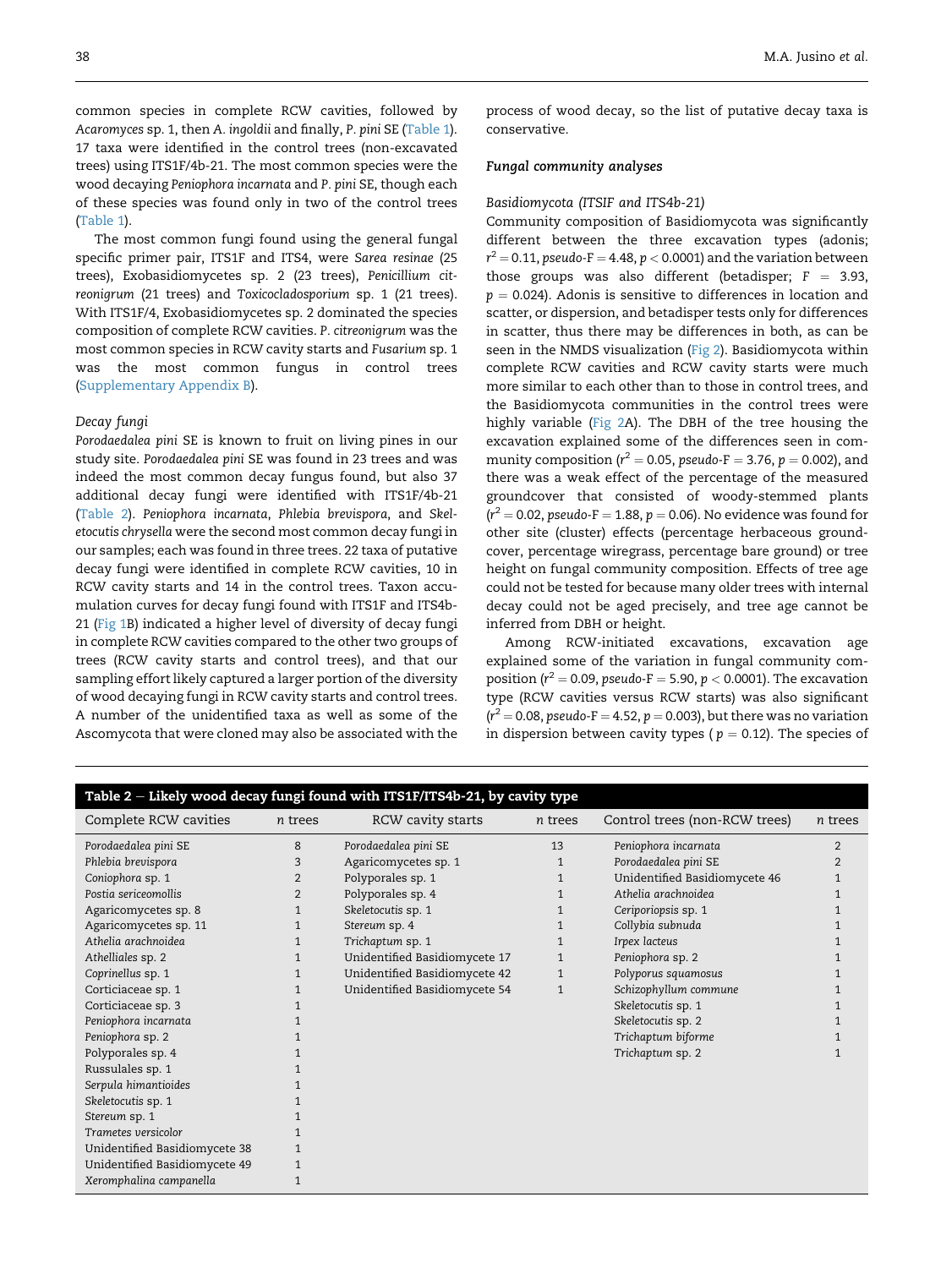common species in complete RCW cavities, followed by *Acaromyces* sp. 1, then *A. ingoldii* and finally, *P. pini* SE (Table 1). 17 taxa were identified in the control trees (non-excavated trees) using ITS1F/4b-21. The most common species were the wood decaying *Peniophora incarnata* and *P. pini* SE, though each of these species was found only in two of the control trees (Table 1).

The most common fungi found using the general fungal specific primer pair, ITS1F and ITS4, were *Sarea resinae* (25 trees), Exobasidiomycetes sp. 2 (23 trees), *Penicillium citreonigrum* (21 trees) and *Toxicocladosporium* sp. 1 (21 trees). With ITS1F/4, Exobasidiomycetes sp. 2 dominated the species composition of complete RCW cavities. *P. citreonigrum* was the most common species in RCW cavity starts and *Fusarium* sp. 1 was the most common fungus in control trees (Supplementary Appendix B).

### Decay fungi

*Porodaedalea pini* SE is known to fruit on living pines in our study site. *Porodaedalea pini* SE was found in 23 trees and was indeed the most common decay fungus found, but also 37 additional decay fungi were identified with ITS1F/4b-21 (Table 2). *Peniophora incarnata*, *Phlebia brevispora*, and *Skeletocutis chrysella* were the second most common decay fungi in our samples; each was found in three trees. 22 taxa of putative decay fungi were identified in complete RCW cavities, 10 in RCW cavity starts and 14 in the control trees. Taxon accumulation curves for decay fungi found with ITS1F and ITS4b-21 (Fig 1B) indicated a higher level of diversity of decay fungi in complete RCW cavities compared to the other two groups of trees (RCW cavity starts and control trees), and that our sampling effort likely captured a larger portion of the diversity of wood decaying fungi in RCW cavity starts and control trees. A number of the unidentified taxa as well as some of the Ascomycota that were cloned may also be associated with the process of wood decay, so the list of putative decay taxa is conservative.

### Fungal community analyses

#### Basidiomycota (ITSIF and ITS4b-21)

Community composition of Basidiomycota was significantly different between the three excavation types (adonis; $r^2 = 0.11$, *pseudo*-F = 4.48, $p < 0.0001$) and the variation between those groups was also different (betadisper; $F = 3.93$, $p = 0.024$). Adonis is sensitive to differences in location and scatter, or dispersion, and betadisper tests only for differences in scatter, thus there may be differences in both, as can be seen in the NMDS visualization (Fig 2). Basidiomycota within complete RCW cavities and RCW cavity starts were much more similar to each other than to those in control trees, and the Basidiomycota communities in the control trees were highly variable (Fig 2A). The DBH of the tree housing the excavation explained some of the differences seen in community composition ($r^2 = 0.05$, *pseudo*-F = 3.76, $p = 0.002$), and there was a weak effect of the percentage of the measured groundcover that consisted of woody-stemmed plants ($r^2 = 0.02$, *pseudo*-F = 1.88, $p = 0.06$). No evidence was found for other site (cluster) effects (percentage herbaceous groundcover, percentage wiregrass, percentage bare ground) or tree height on fungal community composition. Effects of tree age could not be tested for because many older trees with internal decay could not be aged precisely, and tree age cannot be inferred from DBH or height.

Among RCW-initiated excavations, excavation age explained some of the variation in fungal community composition ($r^2 = 0.09$, *pseudo*-F = 5.90, $p < 0.0001$). The excavation type (RCW cavities versus RCW starts) was also significant ($r^2 = 0.08$, *pseudo*-F = 4.52, $p = 0.003$), but there was no variation in dispersion between cavity types ( $p = 0.12$). The species of

**Table 2 – Likely wood decay fungi found with ITS1F/ITS4b-21, by cavity type**

| Complete RCW cavities | *n* trees | RCW cavity starts | *n* trees | Control trees (non-RCW trees) | *n* trees |
|---|---|---|---|---|---|
| *Porodaedalea pini* SE | 8 | *Porodaedalea pini* SE | 13 | *Peniophora incarnata* | 2 |
| *Phlebia brevispora* | 3 | Agaricomycetes sp. 1 | 1 | *Porodaedalea pini* SE | 2 |
| *Coniophora* sp. 1 | 2 | Polyporales sp. 1 | 1 | Unidentified Basidiomycete 46 | 1 |
| *Postia sericeomollis* | 2 | Polyporales sp. 4 | 1 | *Athelia arachnoidea* | 1 |
| Agaricomycetes sp. 8 | 1 | *Skeletocutis* sp. 1 | 1 | *Ceriporiopsis* sp. 1 | 1 |
| Agaricomycetes sp. 11 | 1 | *Stereum* sp. 4 | 1 | *Collybia subnuda* | 1 |
| *Athelia arachnoidea* | 1 | *Trichaptum* sp. 1 | 1 | *Irpex lacteus* | 1 |
| *Athelliales* sp. 2 | 1 | Unidentified Basidiomycete 17 | 1 | *Peniophora* sp. 2 | 1 |
| *Coprinellus* sp. 1 | 1 | Unidentified Basidiomycete 42 | 1 | *Polyporus squamosus* | 1 |
| Corticiaceae sp. 1 | 1 | Unidentified Basidiomycete 54 | 1 | *Schizophyllum commune* | 1 |
| Corticiaceae sp. 3 | 1 | | | *Skeletocutis* sp. 1 | 1 |
| *Peniophora incarnata* | 1 | | | *Skeletocutis* sp. 2 | 1 |
| *Peniophora* sp. 2 | 1 | | | *Trichaptum biforme* | 1 |
| Polyporales sp. 4 | 1 | | | *Trichaptum* sp. 2 | 1 |
| Russulales sp. 1 | 1 | | | | |
| *Serpula himantioides* | 1 | | | | |
| *Skeletocutis* sp. 1 | 1 | | | | |
| *Stereum* sp. 1 | 1 | | | | |
| *Trametes versicolor* | 1 | | | | |
| Unidentified Basidiomycete 38 | 1 | | | | |
| Unidentified Basidiomycete 49 | 1 | | | | |
| *Xeromphalina campanella* | 1 | | | | |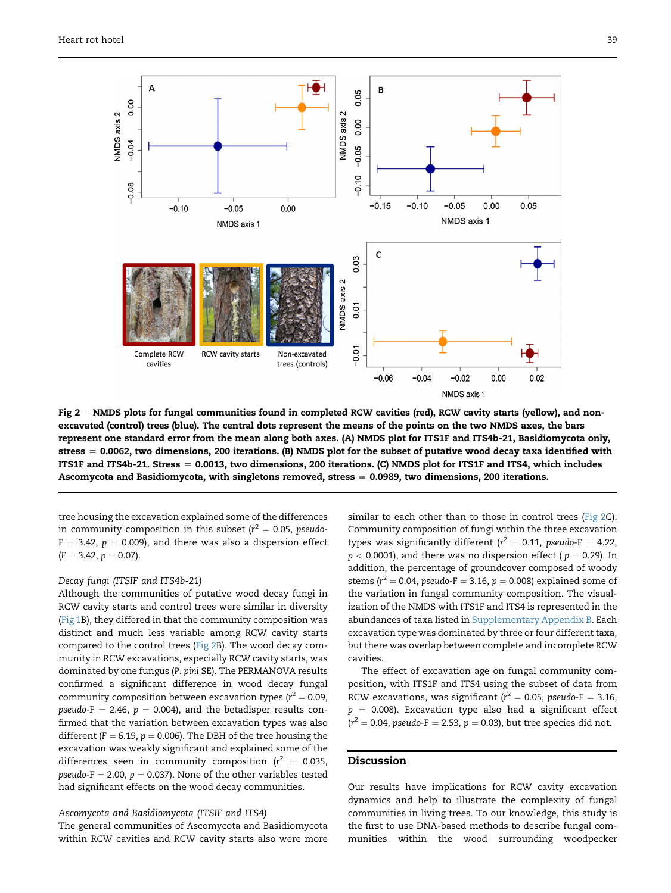**Fig 2 – NMDS plots for fungal communities found in completed RCW cavities (red), RCW cavity starts (yellow), and non-excavated (control) trees (blue). The central dots represent the means of the points on the two NMDS axes, the bars represent one standard error from the mean along both axes. (A) NMDS plot for ITS1F and ITS4b-21, Basidiomycota only, stress = 0.0062, two dimensions, 200 iterations. (B) NMDS plot for the subset of putative wood decay taxa identified with ITS1F and ITS4b-21. Stress = 0.0013, two dimensions, 200 iterations. (C) NMDS plot for ITS1F and ITS4, which includes Ascomycota and Basidiomycota, with singletons removed, stress = 0.0989, two dimensions, 200 iterations.**

tree housing the excavation explained some of the differences in community composition in this subset ($r^2 = 0.05$, *pseudo*-F $= 3.42$, $p = 0.009$), and there was also a dispersion effect ($F = 3.42$, $p = 0.07$).

*Decay fungi (ITSIF and ITS4b-21)*

Although the communities of putative wood decay fungi in RCW cavity starts and control trees were similar in diversity (Fig 1B), they differed in that the community composition was distinct and much less variable among RCW cavity starts compared to the control trees (Fig 2B). The wood decay community in RCW excavations, especially RCW cavity starts, was dominated by one fungus (*P. pini* SE). The PERMANOVA results confirmed a significant difference in wood decay fungal community composition between excavation types ($r^2 = 0.09$, *pseudo*-F $= 2.46$, $p = 0.004$), and the betadisper results confirmed that the variation between excavation types was also different ($F = 6.19$, $p = 0.006$). The DBH of the tree housing the excavation was weakly significant and explained some of the differences seen in community composition ($r^2 = 0.035$, *pseudo*-F $= 2.00$, $p = 0.037$). None of the other variables tested had significant effects on the wood decay communities.

*Ascomycota and Basidiomycota (ITSIF and ITS4)*

The general communities of Ascomycota and Basidiomycota within RCW cavities and RCW cavity starts also were more similar to each other than to those in control trees (Fig 2C). Community composition of fungi within the three excavation types was significantly different ($r^2 = 0.11$, *pseudo*-F $= 4.22$, $p < 0.0001$), and there was no dispersion effect ($p = 0.29$). In addition, the percentage of groundcover composed of woody stems ($r^2 = 0.04$, *pseudo*-F $= 3.16$, $p = 0.008$) explained some of the variation in fungal community composition. The visualization of the NMDS with ITS1F and ITS4 is represented in the abundances of taxa listed in Supplementary Appendix B. Each excavation type was dominated by three or four different taxa, but there was overlap between complete and incomplete RCW cavities.

The effect of excavation age on fungal community composition, with ITS1F and ITS4 using the subset of data from RCW excavations, was significant ($r^2 = 0.05$, *pseudo*-F $= 3.16$, $p = 0.008$). Excavation type also had a significant effect ($r^2 = 0.04$, *pseudo*-F $= 2.53$, $p = 0.03$), but tree species did not.

## Discussion

Our results have implications for RCW cavity excavation dynamics and help to illustrate the complexity of fungal communities in living trees. To our knowledge, this study is the first to use DNA-based methods to describe fungal communities within the wood surrounding woodpecker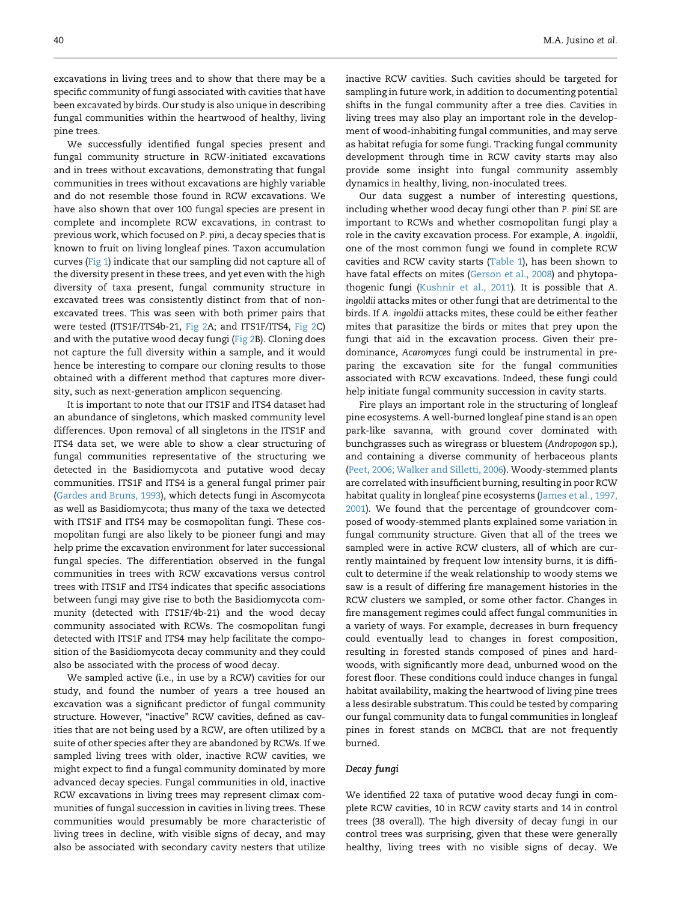excavations in living trees and to show that there may be a specific community of fungi associated with cavities that have been excavated by birds. Our study is also unique in describing fungal communities within the heartwood of healthy, living pine trees.

We successfully identified fungal species present and fungal community structure in RCW-initiated excavations and in trees without excavations, demonstrating that fungal communities in trees without excavations are highly variable and do not resemble those found in RCW excavations. We have also shown that over 100 fungal species are present in complete and incomplete RCW excavations, in contrast to previous work, which focused on *P. pini*, a decay species that is known to fruit on living longleaf pines. Taxon accumulation curves (Fig 1) indicate that our sampling did not capture all of the diversity present in these trees, and yet even with the high diversity of taxa present, fungal community structure in excavated trees was consistently distinct from that of non-excavated trees. This was seen with both primer pairs that were tested (ITS1F/ITS4b-21, Fig 2A; and ITS1F/ITS4, Fig 2C) and with the putative wood decay fungi (Fig 2B). Cloning does not capture the full diversity within a sample, and it would hence be interesting to compare our cloning results to those obtained with a different method that captures more diversity, such as next-generation amplicon sequencing.

It is important to note that our ITS1F and ITS4 dataset had an abundance of singletons, which masked community level differences. Upon removal of all singletons in the ITS1F and ITS4 data set, we were able to show a clear structuring of fungal communities representative of the structuring we detected in the Basidiomycota and putative wood decay communities. ITS1F and ITS4 is a general fungal primer pair (Gardes and Bruns, 1993), which detects fungi in Ascomycota as well as Basidiomycota; thus many of the taxa we detected with ITS1F and ITS4 may be cosmopolitan fungi. These cosmopolitan fungi are also likely to be pioneer fungi and may help prime the excavation environment for later successional fungal species. The differentiation observed in the fungal communities in trees with RCW excavations versus control trees with ITS1F and ITS4 indicates that specific associations between fungi may give rise to both the Basidiomycota community (detected with ITS1F/4b-21) and the wood decay community associated with RCW excavations. The cosmopolitan fungi detected with ITS1F and ITS4 may help facilitate the composition of the Basidiomycota decay community and they could also be associated with the process of wood decay.

We sampled active (i.e., in use by a RCW) cavities for our study, and found the number of years a tree housed an excavation was a significant predictor of fungal community structure. However, "inactive" RCW cavities, defined as cavities that are not being used by a RCW, are often utilized by a suite of other species after they are abandoned by RCWs. If we sampled living trees with older, inactive RCW cavities, we might expect to find a fungal community dominated by more advanced decay species. Fungal communities in old, inactive RCW excavations in living trees may represent climax communities of fungal succession in cavities in living trees. These communities would presumably be more characteristic of living trees in decline, with visible signs of decay, and may also be associated with secondary cavity nesters that utilize inactive RCW cavities. Such cavities should be targeted for sampling in future work, in addition to documenting potential shifts in the fungal community after a tree dies. Cavities in living trees may also play an important role in the development of wood-inhabiting fungal communities, and may serve as habitat refugia for some fungi. Tracking fungal community development through time in RCW cavity starts may also provide some insight into fungal community assembly dynamics in healthy, living, non-inoculated trees.

Our data suggest a number of interesting questions, including whether wood decay fungi other than *P. pini* SE are important to RCWs and whether cosmopolitan fungi play a role in the cavity excavation process. For example, *A. ingoldii*, one of the most common fungi we found in complete RCW cavities and RCW cavity starts (Table 1), has been shown to have fatal effects on mites (Gerson et al., 2008) and phytopathogenic fungi (Kushnir et al., 2011). It is possible that *A. ingoldii* attacks mites or other fungi that are detrimental to the birds. If *A. ingoldii* attacks mites, these could be either feather mites that parasitize the birds or mites that prey upon the fungi that aid in the excavation process. Given their predominance, *Acaromyces* fungi could be instrumental in preparing the excavation site for the fungal communities associated with RCW excavations. Indeed, these fungi could help initiate fungal community succession in cavity starts.

Fire plays an important role in the structuring of longleaf pine ecosystems. A well-burned longleaf pine stand is an open park-like savanna, with ground cover dominated with bunchgrasses such as wiregrass or bluestem (*Andropogon* sp.), and containing a diverse community of herbaceous plants (Peet, 2006; Walker and Silletti, 2006). Woody-stemmed plants are correlated with insufficient burning, resulting in poor RCW habitat quality in longleaf pine ecosystems (James et al., 1997, 2001). We found that the percentage of groundcover composed of woody-stemmed plants explained some variation in fungal community structure. Given that all of the trees we sampled were in active RCW clusters, all of which are currently maintained by frequent low intensity burns, it is difficult to determine if the weak relationship to woody stems we saw is a result of differing fire management histories in the RCW clusters we sampled, or some other factor. Changes in fire management regimes could affect fungal communities in a variety of ways. For example, decreases in burn frequency could eventually lead to changes in forest composition, resulting in forested stands composed of pines and hardwoods, with significantly more dead, unburned wood on the forest floor. These conditions could induce changes in fungal habitat availability, making the heartwood of living pine trees a less desirable substratum. This could be tested by comparing our fungal community data to fungal communities in longleaf pines in forest stands on MCBCL that are not frequently burned.

### Decay fungi

We identified 22 taxa of putative wood decay fungi in complete RCW cavities, 10 in RCW cavity starts and 14 in control trees (38 overall). The high diversity of decay fungi in our control trees was surprising, given that these were generally healthy, living trees with no visible signs of decay. We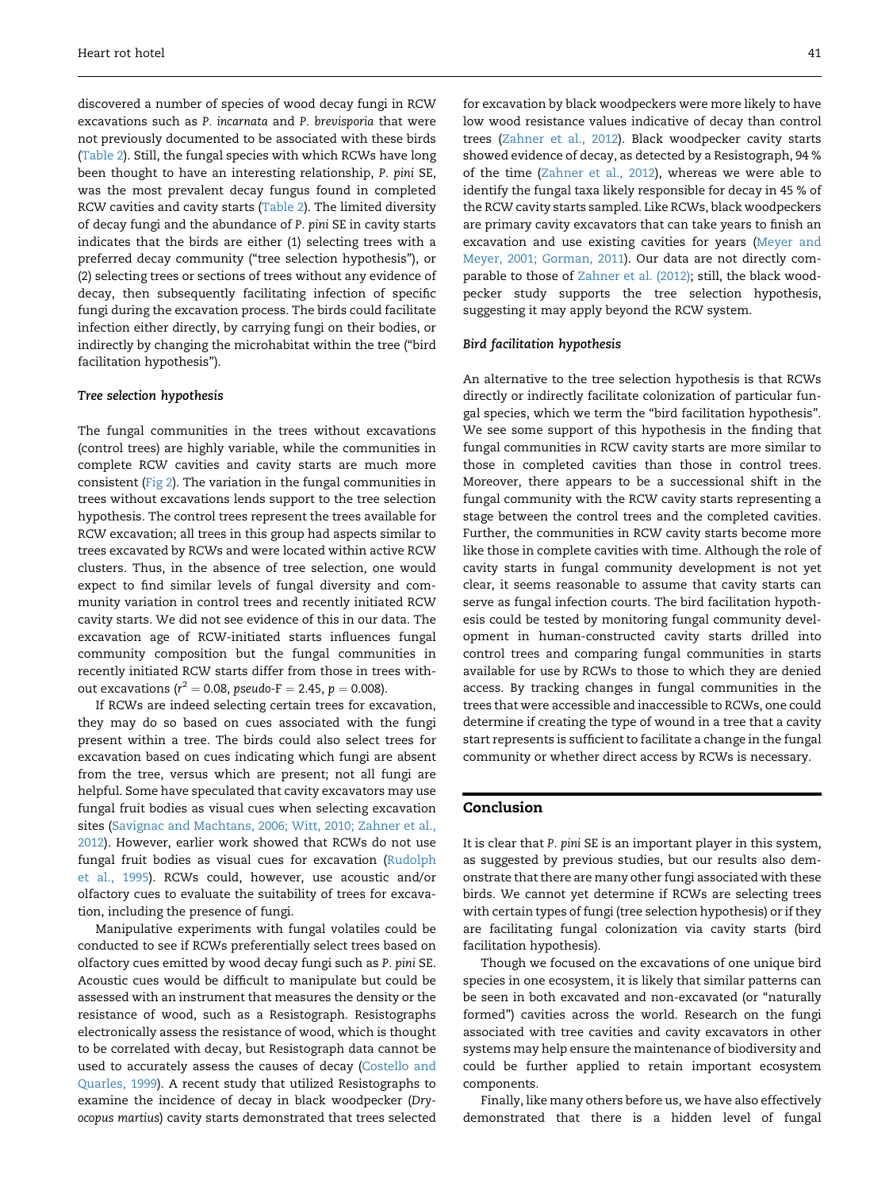discovered a number of species of wood decay fungi in RCW excavations such as *P. incarnata* and *P. brevisporia* that were not previously documented to be associated with these birds (Table 2). Still, the fungal species with which RCWs have long been thought to have an interesting relationship, *P. pini* SE, was the most prevalent decay fungus found in completed RCW cavities and cavity starts (Table 2). The limited diversity of decay fungi and the abundance of *P. pini* SE in cavity starts indicates that the birds are either (1) selecting trees with a preferred decay community ("tree selection hypothesis"), or (2) selecting trees or sections of trees without any evidence of decay, then subsequently facilitating infection of specific fungi during the excavation process. The birds could facilitate infection either directly, by carrying fungi on their bodies, or indirectly by changing the microhabitat within the tree ("bird facilitation hypothesis").

### *Tree selection hypothesis*

The fungal communities in the trees without excavations (control trees) are highly variable, while the communities in complete RCW cavities and cavity starts are much more consistent (Fig 2). The variation in the fungal communities in trees without excavations lends support to the tree selection hypothesis. The control trees represent the trees available for RCW excavation; all trees in this group had aspects similar to trees excavated by RCWs and were located within active RCW clusters. Thus, in the absence of tree selection, one would expect to find similar levels of fungal diversity and community variation in control trees and recently initiated RCW cavity starts. We did not see evidence of this in our data. The excavation age of RCW-initiated starts influences fungal community composition but the fungal communities in recently initiated RCW starts differ from those in trees without excavations ($r^2 = 0.08$, $pseudo\text{-}F = 2.45$, $p = 0.008$).

If RCWs are indeed selecting certain trees for excavation, they may do so based on cues associated with the fungi present within a tree. The birds could also select trees for excavation based on cues indicating which fungi are absent from the tree, versus which are present; not all fungi are helpful. Some have speculated that cavity excavators may use fungal fruit bodies as visual cues when selecting excavation sites (Savignac and Machtans, 2006; Witt, 2010; Zahner et al., 2012). However, earlier work showed that RCWs do not use fungal fruit bodies as visual cues for excavation (Rudolph et al., 1995). RCWs could, however, use acoustic and/or olfactory cues to evaluate the suitability of trees for excavation, including the presence of fungi.

Manipulative experiments with fungal volatiles could be conducted to see if RCWs preferentially select trees based on olfactory cues emitted by wood decay fungi such as *P. pini* SE. Acoustic cues would be difficult to manipulate but could be assessed with an instrument that measures the density or the resistance of wood, such as a Resistograph. Resistographs electronically assess the resistance of wood, which is thought to be correlated with decay, but Resistograph data cannot be used to accurately assess the causes of decay (Costello and Quarles, 1999). A recent study that utilized Resistographs to examine the incidence of decay in black woodpecker (*Dryocopus martius*) cavity starts demonstrated that trees selected for excavation by black woodpeckers were more likely to have low wood resistance values indicative of decay than control trees (Zahner et al., 2012). Black woodpecker cavity starts showed evidence of decay, as detected by a Resistograph, 94 % of the time (Zahner et al., 2012), whereas we were able to identify the fungal taxa likely responsible for decay in 45 % of the RCW cavity starts sampled. Like RCWs, black woodpeckers are primary cavity excavators that can take years to finish an excavation and use existing cavities for years (Meyer and Meyer, 2001; Gorman, 2011). Our data are not directly comparable to those of Zahner et al. (2012); still, the black woodpecker study supports the tree selection hypothesis, suggesting it may apply beyond the RCW system.

### *Bird facilitation hypothesis*

An alternative to the tree selection hypothesis is that RCWs directly or indirectly facilitate colonization of particular fungal species, which we term the "bird facilitation hypothesis". We see some support of this hypothesis in the finding that fungal communities in RCW cavity starts are more similar to those in completed cavities than those in control trees. Moreover, there appears to be a successional shift in the fungal community with the RCW cavity starts representing a stage between the control trees and the completed cavities. Further, the communities in RCW cavity starts become more like those in complete cavities with time. Although the role of cavity starts in fungal community development is not yet clear, it seems reasonable to assume that cavity starts can serve as fungal infection courts. The bird facilitation hypothesis could be tested by monitoring fungal community development in human-constructed cavity starts drilled into control trees and comparing fungal communities in starts available for use by RCWs to those to which they are denied access. By tracking changes in fungal communities in the trees that were accessible and inaccessible to RCWs, one could determine if creating the type of wound in a tree that a cavity start represents is sufficient to facilitate a change in the fungal community or whether direct access by RCWs is necessary.

## Conclusion

It is clear that *P. pini* SE is an important player in this system, as suggested by previous studies, but our results also demonstrate that there are many other fungi associated with these birds. We cannot yet determine if RCWs are selecting trees with certain types of fungi (tree selection hypothesis) or if they are facilitating fungal colonization via cavity starts (bird facilitation hypothesis).

Though we focused on the excavations of one unique bird species in one ecosystem, it is likely that similar patterns can be seen in both excavated and non-excavated (or "naturally formed") cavities across the world. Research on the fungi associated with tree cavities and cavity excavators in other systems may help ensure the maintenance of biodiversity and could be further applied to retain important ecosystem components.

Finally, like many others before us, we have also effectively demonstrated that there is a hidden level of fungal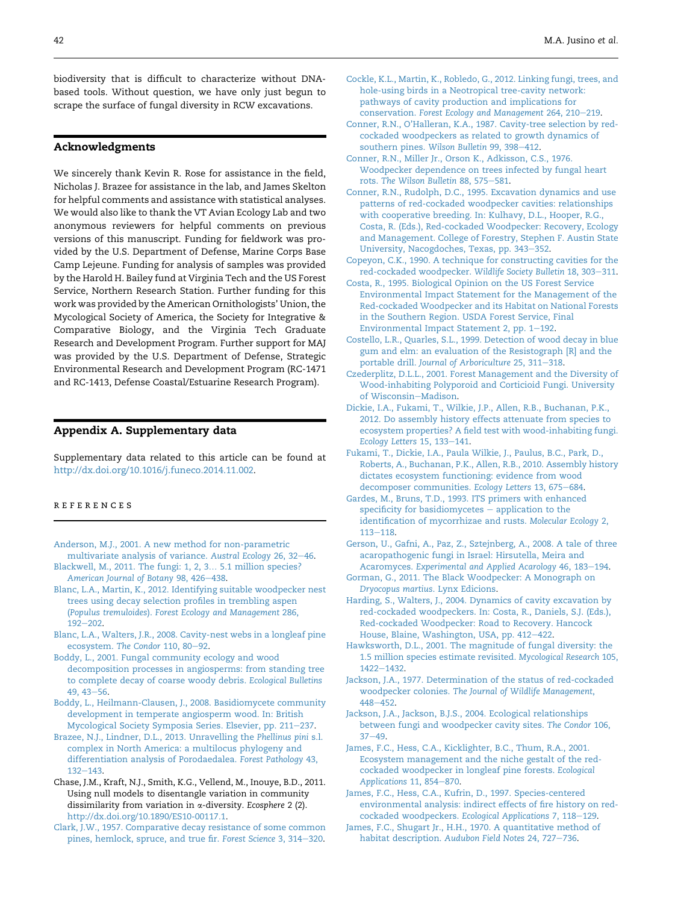biodiversity that is difficult to characterize without DNA-based tools. Without question, we have only just begun to scrape the surface of fungal diversity in RCW excavations.

## Acknowledgments

We sincerely thank Kevin R. Rose for assistance in the field, Nicholas J. Brazee for assistance in the lab, and James Skelton for helpful comments and assistance with statistical analyses. We would also like to thank the VT Avian Ecology Lab and two anonymous reviewers for helpful comments on previous versions of this manuscript. Funding for fieldwork was provided by the U.S. Department of Defense, Marine Corps Base Camp Lejeune. Funding for analysis of samples was provided by the Harold H. Bailey fund at Virginia Tech and the US Forest Service, Northern Research Station. Further funding for this work was provided by the American Ornithologists' Union, the Mycological Society of America, the Society for Integrative & Comparative Biology, and the Virginia Tech Graduate Research and Development Program. Further support for MAJ was provided by the U.S. Department of Defense, Strategic Environmental Research and Development Program (RC-1471 and RC-1413, Defense Coastal/Estuarine Research Program).

## Appendix A. Supplementary data

Supplementary data related to this article can be found at http://dx.doi.org/10.1016/j.funeco.2014.11.002.

## References

Anderson, M.J., 2001. A new method for non-parametric multivariate analysis of variance. *Austral Ecology* 26, 32–46.

Blackwell, M., 2011. The fungi: 1, 2, 3… 5.1 million species? *American Journal of Botany* 98, 426–438.

Blanc, L.A., Martin, K., 2012. Identifying suitable woodpecker nest trees using decay selection profiles in trembling aspen (*Populus tremuloides*). *Forest Ecology and Management* 286, 192–202.

Blanc, L.A., Walters, J.R., 2008. Cavity-nest webs in a longleaf pine ecosystem. *The Condor* 110, 80–92.

Boddy, L., 2001. Fungal community ecology and wood decomposition processes in angiosperms: from standing tree to complete decay of coarse woody debris. *Ecological Bulletins* 49, 43–56.

Boddy, L., Heilmann-Clausen, J., 2008. Basidiomycete community development in temperate angiosperm wood. In: British Mycological Society Symposia Series. Elsevier, pp. 211–237.

Brazee, N.J., Lindner, D.L., 2013. Unravelling the *Phellinus pini* s.l. complex in North America: a multilocus phylogeny and differentiation analysis of Porodaedalea. *Forest Pathology* 43, 132–143.

Chase, J.M., Kraft, N.J., Smith, K.G., Vellend, M., Inouye, B.D., 2011. Using null models to disentangle variation in community dissimilarity from variation in $\alpha$-diversity. *Ecosphere* 2 (2). http://dx.doi.org/10.1890/ES10-00117.1.

Clark, J.W., 1957. Comparative decay resistance of some common pines, hemlock, spruce, and true fir. *Forest Science* 3, 314–320.

Cockle, K.L., Martin, K., Robledo, G., 2012. Linking fungi, trees, and hole-using birds in a Neotropical tree-cavity network: pathways of cavity production and implications for conservation. *Forest Ecology and Management* 264, 210–219.

Conner, R.N., O'Halleran, K.A., 1987. Cavity-tree selection by red-cockaded woodpeckers as related to growth dynamics of southern pines. *Wilson Bulletin* 99, 398–412.

Conner, R.N., Miller Jr., Orson K., Adkisson, C.S., 1976. Woodpecker dependence on trees infected by fungal heart rots. *The Wilson Bulletin* 88, 575–581.

Conner, R.N., Rudolph, D.C., 1995. Excavation dynamics and use patterns of red-cockaded woodpecker cavities: relationships with cooperative breeding. In: Kulhavy, D.L., Hooper, R.G., Costa, R. (Eds.), Red-cockaded Woodpecker: Recovery, Ecology and Management. College of Forestry, Stephen F. Austin State University, Nacogdoches, Texas, pp. 343–352.

Copeyon, C.K., 1990. A technique for constructing cavities for the red-cockaded woodpecker. *Wildlife Society Bulletin* 18, 303–311.

Costa, R., 1995. Biological Opinion on the US Forest Service Environmental Impact Statement for the Management of the Red-cockaded Woodpecker and its Habitat on National Forests in the Southern Region. USDA Forest Service, Final Environmental Impact Statement 2, pp. 1–192.

Costello, L.R., Quarles, S.L., 1999. Detection of wood decay in blue gum and elm: an evaluation of the Resistograph [R] and the portable drill. *Journal of Arboriculture* 25, 311–318.

Czederplitz, D.L.L., 2001. Forest Management and the Diversity of Wood-inhabiting Polyporoid and Corticioid Fungi. University of Wisconsin–Madison.

Dickie, I.A., Fukami, T., Wilkie, J.P., Allen, R.B., Buchanan, P.K., 2012. Do assembly history effects attenuate from species to ecosystem properties? A field test with wood-inhabiting fungi. *Ecology Letters* 15, 133–141.

Fukami, T., Dickie, I.A., Paula Wilkie, J., Paulus, B.C., Park, D., Roberts, A., Buchanan, P.K., Allen, R.B., 2010. Assembly history dictates ecosystem functioning: evidence from wood decomposer communities. *Ecology Letters* 13, 675–684.

Gardes, M., Bruns, T.D., 1993. ITS primers with enhanced specificity for basidiomycetes – application to the identification of mycorrhizae and rusts. *Molecular Ecology* 2, 113–118.

Gerson, U., Gafni, A., Paz, Z., Sztejnberg, A., 2008. A tale of three acaropathogenic fungi in Israel: Hirsutella, Meira and Acaromyces. *Experimental and Applied Acarology* 46, 183–194.

Gorman, G., 2011. The Black Woodpecker: A Monograph on *Dryocopus martius*. Lynx Edicions.

Harding, S., Walters, J., 2004. Dynamics of cavity excavation by red-cockaded woodpeckers. In: Costa, R., Daniels, S.J. (Eds.), Red-cockaded Woodpecker: Road to Recovery. Hancock House, Blaine, Washington, USA, pp. 412–422.

Hawksworth, D.L., 2001. The magnitude of fungal diversity: the 1.5 million species estimate revisited. *Mycological Research* 105, 1422–1432.

Jackson, J.A., 1977. Determination of the status of red-cockaded woodpecker colonies. *The Journal of Wildlife Management*, 448–452.

Jackson, J.A., Jackson, B.J.S., 2004. Ecological relationships between fungi and woodpecker cavity sites. *The Condor* 106, 37–49.

James, F.C., Hess, C.A., Kicklighter, B.C., Thum, R.A., 2001. Ecosystem management and the niche gestalt of the red-cockaded woodpecker in longleaf pine forests. *Ecological Applications* 11, 854–870.

James, F.C., Hess, C.A., Kufrin, D., 1997. Species-centered environmental analysis: indirect effects of fire history on red-cockaded woodpeckers. *Ecological Applications* 7, 118–129.

James, F.C., Shugart Jr., H.H., 1970. A quantitative method of habitat description. *Audubon Field Notes* 24, 727–736.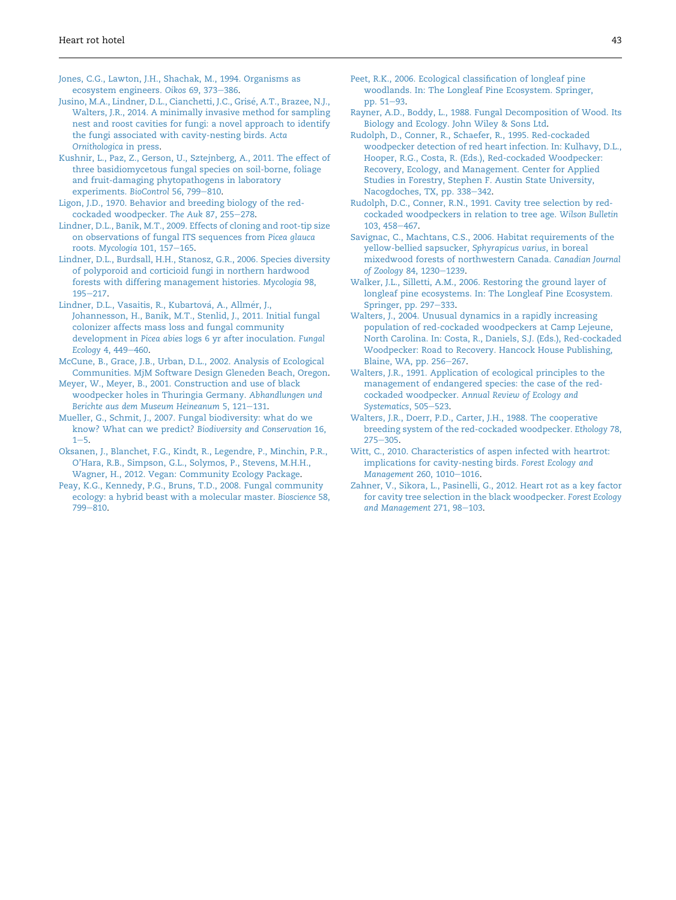Jones, C.G., Lawton, J.H., Shachak, M., 1994. Organisms as ecosystem engineers. *Oikos* 69, 373–386.

Jusino, M.A., Lindner, D.L., Cianchetti, J.C., Grisé, A.T., Brazee, N.J., Walters, J.R., 2014. A minimally invasive method for sampling nest and roost cavities for fungi: a novel approach to identify the fungi associated with cavity-nesting birds. *Acta Ornithologica* in press.

Kushnir, L., Paz, Z., Gerson, U., Sztejnberg, A., 2011. The effect of three basidiomycetous fungal species on soil-borne, foliage and fruit-damaging phytopathogens in laboratory experiments. *BioControl* 56, 799–810.

Ligon, J.D., 1970. Behavior and breeding biology of the red-cockaded woodpecker. *The Auk* 87, 255–278.

Lindner, D.L., Banik, M.T., 2009. Effects of cloning and root-tip size on observations of fungal ITS sequences from *Picea glauca* roots. *Mycologia* 101, 157–165.

Lindner, D.L., Burdsall, H.H., Stanosz, G.R., 2006. Species diversity of polyporoid and corticioid fungi in northern hardwood forests with differing management histories. *Mycologia* 98, 195–217.

Lindner, D.L., Vasaitis, R., Kubartová, A., Allmér, J., Johannesson, H., Banik, M.T., Stenlid, J., 2011. Initial fungal colonizer affects mass loss and fungal community development in *Picea abies* logs 6 yr after inoculation. *Fungal Ecology* 4, 449–460.

McCune, B., Grace, J.B., Urban, D.L., 2002. Analysis of Ecological Communities. MjM Software Design Gleneden Beach, Oregon.

Meyer, W., Meyer, B., 2001. Construction and use of black woodpecker holes in Thuringia Germany. *Abhandlungen und Berichte aus dem Museum Heineanum* 5, 121–131.

Mueller, G., Schmit, J., 2007. Fungal biodiversity: what do we know? What can we predict? *Biodiversity and Conservation* 16, 1–5.

Oksanen, J., Blanchet, F.G., Kindt, R., Legendre, P., Minchin, P.R., O'Hara, R.B., Simpson, G.L., Solymos, P., Stevens, M.H.H., Wagner, H., 2012. Vegan: Community Ecology Package.

Peay, K.G., Kennedy, P.G., Bruns, T.D., 2008. Fungal community ecology: a hybrid beast with a molecular master. *Bioscience* 58, 799–810.

Peet, R.K., 2006. Ecological classification of longleaf pine woodlands. In: The Longleaf Pine Ecosystem. Springer, pp. 51–93.

Rayner, A.D., Boddy, L., 1988. Fungal Decomposition of Wood. Its Biology and Ecology. John Wiley & Sons Ltd.

Rudolph, D., Conner, R., Schaefer, R., 1995. Red-cockaded woodpecker detection of red heart infection. In: Kulhavy, D.L., Hooper, R.G., Costa, R. (Eds.), Red-cockaded Woodpecker: Recovery, Ecology, and Management. Center for Applied Studies in Forestry, Stephen F. Austin State University, Nacogdoches, TX, pp. 338–342.

Rudolph, D.C., Conner, R.N., 1991. Cavity tree selection by red-cockaded woodpeckers in relation to tree age. *Wilson Bulletin* 103, 458–467.

Savignac, C., Machtans, C.S., 2006. Habitat requirements of the yellow-bellied sapsucker, *Sphyrapicus varius*, in boreal mixedwood forests of northwestern Canada. *Canadian Journal of Zoology* 84, 1230–1239.

Walker, J.L., Silletti, A.M., 2006. Restoring the ground layer of longleaf pine ecosystems. In: The Longleaf Pine Ecosystem. Springer, pp. 297–333.

Walters, J., 2004. Unusual dynamics in a rapidly increasing population of red-cockaded woodpeckers at Camp Lejeune, North Carolina. In: Costa, R., Daniels, S.J. (Eds.), Red-cockaded Woodpecker: Road to Recovery. Hancock House Publishing, Blaine, WA, pp. 256–267.

Walters, J.R., 1991. Application of ecological principles to the management of endangered species: the case of the red-cockaded woodpecker. *Annual Review of Ecology and Systematics*, 505–523.

Walters, J.R., Doerr, P.D., Carter, J.H., 1988. The cooperative breeding system of the red-cockaded woodpecker. *Ethology* 78, 275–305.

Witt, C., 2010. Characteristics of aspen infected with heartrot: implications for cavity-nesting birds. *Forest Ecology and Management* 260, 1010–1016.

Zahner, V., Sikora, L., Pasinelli, G., 2012. Heart rot as a key factor for cavity tree selection in the black woodpecker. *Forest Ecology and Management* 271, 98–103.